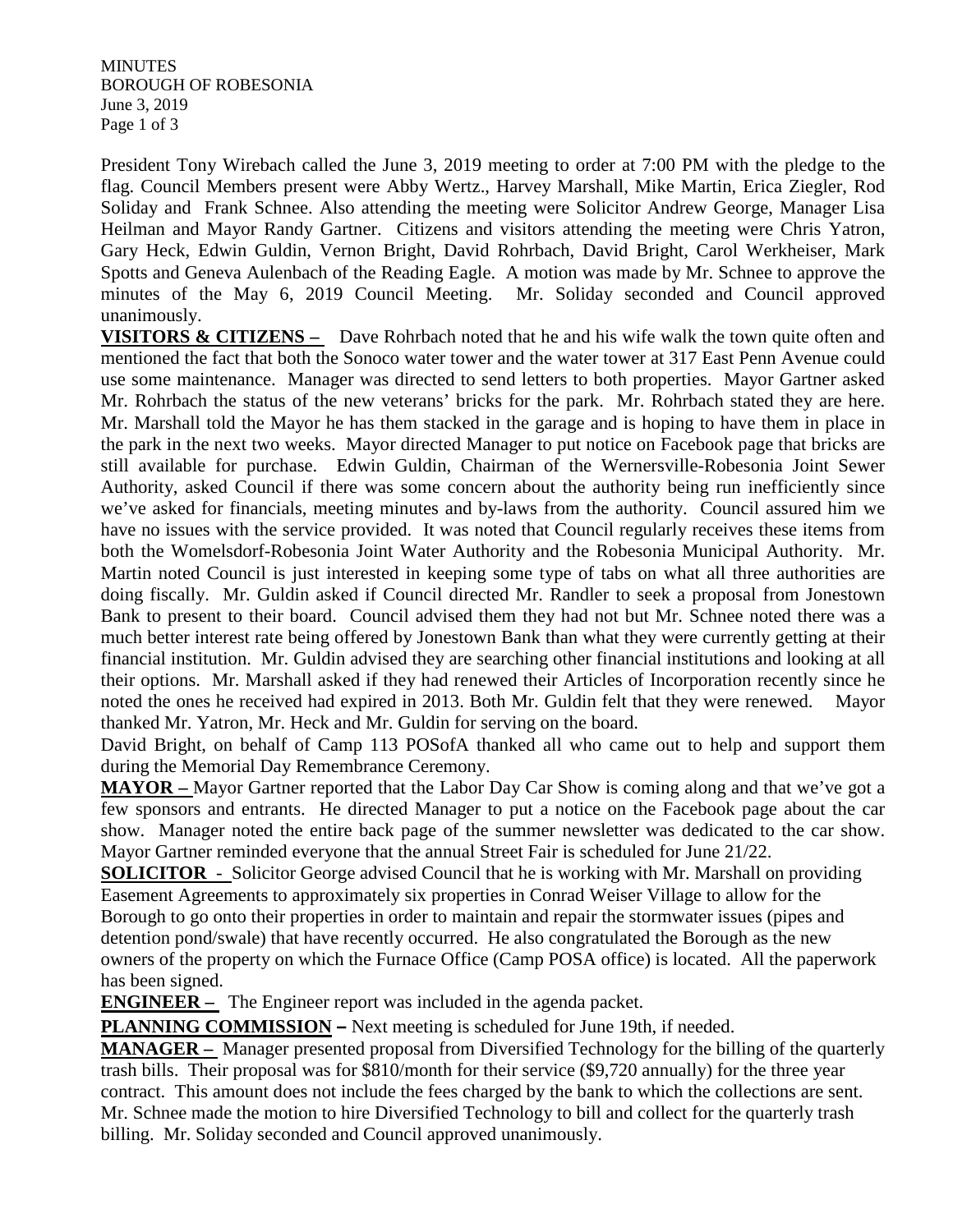MINUTES
BOROUGH OF ROBESONIA
June 3, 2019

President Tony Wirebach called the June 3, 2019 meeting to order at 7:00 PM with the pledge to the flag. Council Members present were Abby Wertz., Harvey Marshall, Mike Martin, Erica Ziegler, Rod Soliday and Frank Schnee. Also attending the meeting were Solicitor Andrew George, Manager Lisa Heilman and Mayor Randy Gartner. Citizens and visitors attending the meeting were Chris Yatron, Gary Heck, Edwin Guldin, Vernon Bright, David Rohrbach, David Bright, Carol Werkheiser, Mark Spotts and Geneva Aulenbach of the Reading Eagle. A motion was made by Mr. Schnee to approve the minutes of the May 6, 2019 Council Meeting. Mr. Soliday seconded and Council approved unanimously.

**VISITORS & CITIZENS –** Dave Rohrbach noted that he and his wife walk the town quite often and mentioned the fact that both the Sonoco water tower and the water tower at 317 East Penn Avenue could use some maintenance. Manager was directed to send letters to both properties. Mayor Gartner asked Mr. Rohrbach the status of the new veterans' bricks for the park. Mr. Rohrbach stated they are here. Mr. Marshall told the Mayor he has them stacked in the garage and is hoping to have them in place in the park in the next two weeks. Mayor directed Manager to put notice on Facebook page that bricks are still available for purchase. Edwin Guldin, Chairman of the Wernersville-Robesonia Joint Sewer Authority, asked Council if there was some concern about the authority being run inefficiently since we've asked for financials, meeting minutes and by-laws from the authority. Council assured him we have no issues with the service provided. It was noted that Council regularly receives these items from both the Womelsdorf-Robesonia Joint Water Authority and the Robesonia Municipal Authority. Mr. Martin noted Council is just interested in keeping some type of tabs on what all three authorities are doing fiscally. Mr. Guldin asked if Council directed Mr. Randler to seek a proposal from Jonestown Bank to present to their board. Council advised them they had not but Mr. Schnee noted there was a much better interest rate being offered by Jonestown Bank than what they were currently getting at their financial institution. Mr. Guldin advised they are searching other financial institutions and looking at all their options. Mr. Marshall asked if they had renewed their Articles of Incorporation recently since he noted the ones he received had expired in 2013. Both Mr. Guldin felt that they were renewed. Mayor thanked Mr. Yatron, Mr. Heck and Mr. Guldin for serving on the board.

David Bright, on behalf of Camp 113 POSofA thanked all who came out to help and support them during the Memorial Day Remembrance Ceremony.

**MAYOR –** Mayor Gartner reported that the Labor Day Car Show is coming along and that we've got a few sponsors and entrants. He directed Manager to put a notice on the Facebook page about the car show. Manager noted the entire back page of the summer newsletter was dedicated to the car show. Mayor Gartner reminded everyone that the annual Street Fair is scheduled for June 21/22.

**SOLICITOR -** Solicitor George advised Council that he is working with Mr. Marshall on providing Easement Agreements to approximately six properties in Conrad Weiser Village to allow for the Borough to go onto their properties in order to maintain and repair the stormwater issues (pipes and detention pond/swale) that have recently occurred. He also congratulated the Borough as the new owners of the property on which the Furnace Office (Camp POSA office) is located. All the paperwork has been signed.

**ENGINEER –** The Engineer report was included in the agenda packet.

**PLANNING COMMISSION –** Next meeting is scheduled for June 19th, if needed.

**MANAGER –** Manager presented proposal from Diversified Technology for the billing of the quarterly trash bills. Their proposal was for $810/month for their service ($9,720 annually) for the three year contract. This amount does not include the fees charged by the bank to which the collections are sent. Mr. Schnee made the motion to hire Diversified Technology to bill and collect for the quarterly trash billing. Mr. Soliday seconded and Council approved unanimously.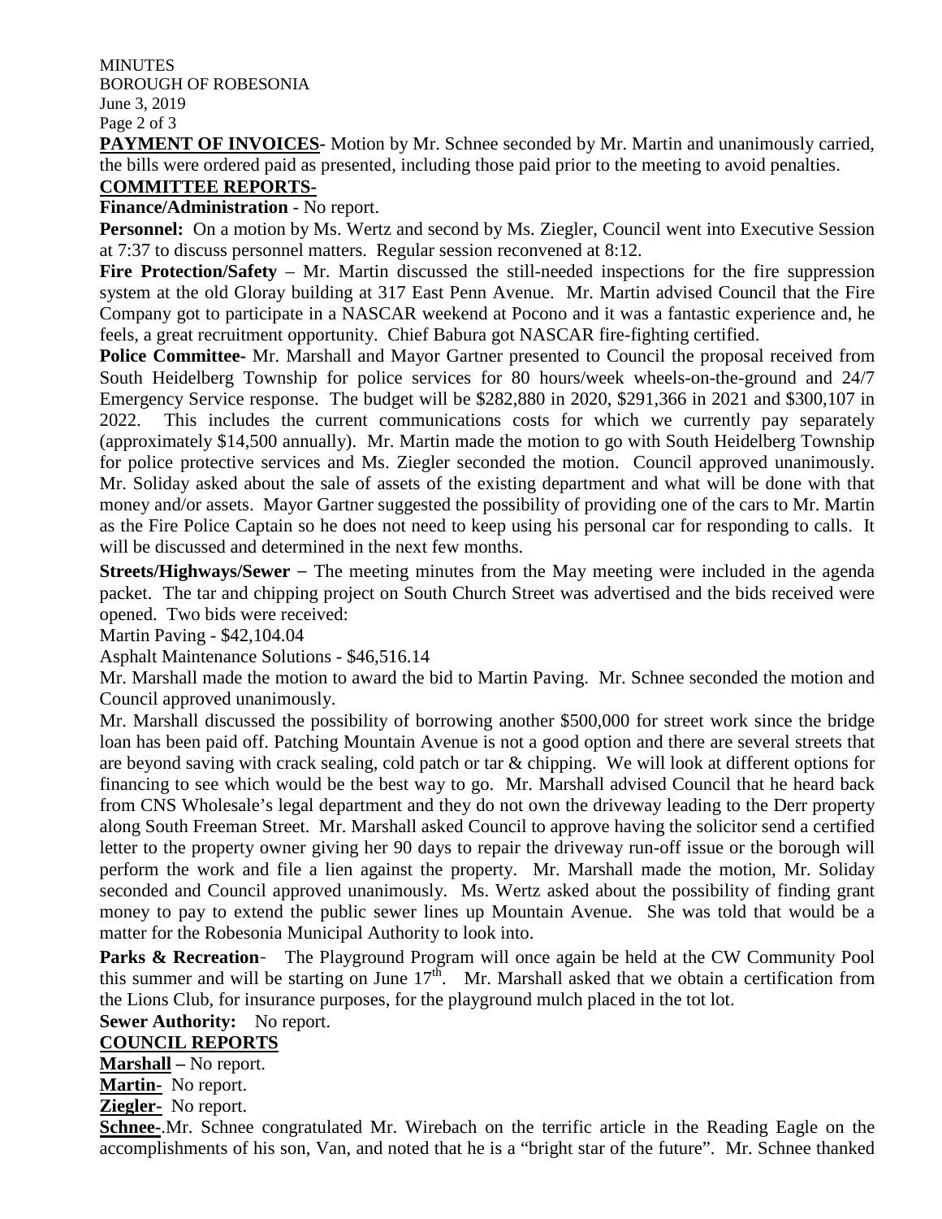**PAYMENT OF INVOICES-** Motion by Mr. Schnee seconded by Mr. Martin and unanimously carried, the bills were ordered paid as presented, including those paid prior to the meeting to avoid penalties.

**COMMITTEE REPORTS-**

**Finance/Administration** - No report.

**Personnel:** On a motion by Ms. Wertz and second by Ms. Ziegler, Council went into Executive Session at 7:37 to discuss personnel matters. Regular session reconvened at 8:12.

**Fire Protection/Safety** – Mr. Martin discussed the still-needed inspections for the fire suppression system at the old Gloray building at 317 East Penn Avenue. Mr. Martin advised Council that the Fire Company got to participate in a NASCAR weekend at Pocono and it was a fantastic experience and, he feels, a great recruitment opportunity. Chief Babura got NASCAR fire-fighting certified.

**Police Committee-** Mr. Marshall and Mayor Gartner presented to Council the proposal received from South Heidelberg Township for police services for 80 hours/week wheels-on-the-ground and 24/7 Emergency Service response. The budget will be $282,880 in 2020, $291,366 in 2021 and $300,107 in 2022. This includes the current communications costs for which we currently pay separately (approximately $14,500 annually). Mr. Martin made the motion to go with South Heidelberg Township for police protective services and Ms. Ziegler seconded the motion. Council approved unanimously. Mr. Soliday asked about the sale of assets of the existing department and what will be done with that money and/or assets. Mayor Gartner suggested the possibility of providing one of the cars to Mr. Martin as the Fire Police Captain so he does not need to keep using his personal car for responding to calls. It will be discussed and determined in the next few months.

**Streets/Highways/Sewer** – The meeting minutes from the May meeting were included in the agenda packet. The tar and chipping project on South Church Street was advertised and the bids received were opened. Two bids were received:

Martin Paving - $42,104.04

Asphalt Maintenance Solutions - $46,516.14

Mr. Marshall made the motion to award the bid to Martin Paving. Mr. Schnee seconded the motion and Council approved unanimously.

Mr. Marshall discussed the possibility of borrowing another $500,000 for street work since the bridge loan has been paid off. Patching Mountain Avenue is not a good option and there are several streets that are beyond saving with crack sealing, cold patch or tar & chipping. We will look at different options for financing to see which would be the best way to go. Mr. Marshall advised Council that he heard back from CNS Wholesale's legal department and they do not own the driveway leading to the Derr property along South Freeman Street. Mr. Marshall asked Council to approve having the solicitor send a certified letter to the property owner giving her 90 days to repair the driveway run-off issue or the borough will perform the work and file a lien against the property. Mr. Marshall made the motion, Mr. Soliday seconded and Council approved unanimously. Ms. Wertz asked about the possibility of finding grant money to pay to extend the public sewer lines up Mountain Avenue. She was told that would be a matter for the Robesonia Municipal Authority to look into.

**Parks & Recreation**- The Playground Program will once again be held at the CW Community Pool this summer and will be starting on June 17th. Mr. Marshall asked that we obtain a certification from the Lions Club, for insurance purposes, for the playground mulch placed in the tot lot.

**Sewer Authority:** No report.

**COUNCIL REPORTS**

**Marshall –** No report.

**Martin-** No report.

**Ziegler-** No report.

**Schnee-**.Mr. Schnee congratulated Mr. Wirebach on the terrific article in the Reading Eagle on the accomplishments of his son, Van, and noted that he is a "bright star of the future". Mr. Schnee thanked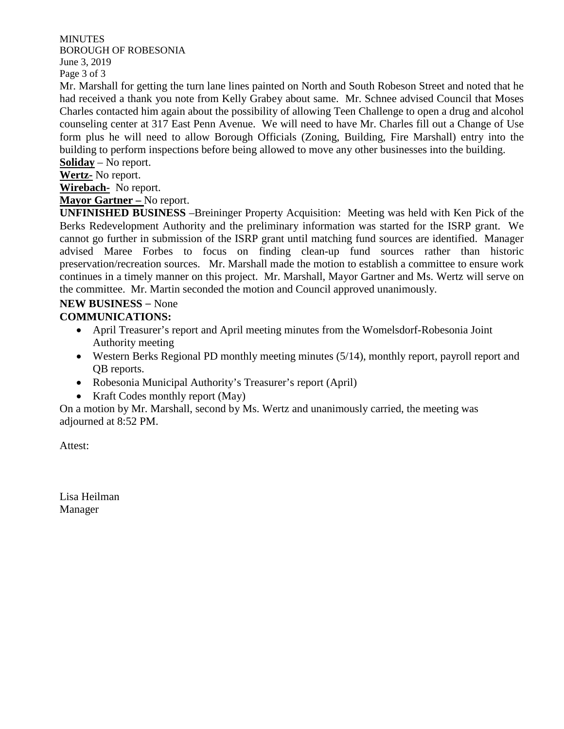Mr. Marshall for getting the turn lane lines painted on North and South Robeson Street and noted that he had received a thank you note from Kelly Grabey about same. Mr. Schnee advised Council that Moses Charles contacted him again about the possibility of allowing Teen Challenge to open a drug and alcohol counseling center at 317 East Penn Avenue. We will need to have Mr. Charles fill out a Change of Use form plus he will need to allow Borough Officials (Zoning, Building, Fire Marshall) entry into the building to perform inspections before being allowed to move any other businesses into the building.

**<u>Soliday</u>** – No report.

**<u>Wertz-</u>** No report.

**<u>Wirebach-</u>** No report.

**<u>Mayor Gartner –</u>** No report.

**UNFINISHED BUSINESS** –Breininger Property Acquisition: Meeting was held with Ken Pick of the Berks Redevelopment Authority and the preliminary information was started for the ISRP grant. We cannot go further in submission of the ISRP grant until matching fund sources are identified. Manager advised Maree Forbes to focus on finding clean-up fund sources rather than historic preservation/recreation sources. Mr. Marshall made the motion to establish a committee to ensure work continues in a timely manner on this project. Mr. Marshall, Mayor Gartner and Ms. Wertz will serve on the committee. Mr. Martin seconded the motion and Council approved unanimously.

**NEW BUSINESS** – None

**COMMUNICATIONS:**

- April Treasurer's report and April meeting minutes from the Womelsdorf-Robesonia Joint Authority meeting
- Western Berks Regional PD monthly meeting minutes (5/14), monthly report, payroll report and QB reports.
- Robesonia Municipal Authority's Treasurer's report (April)
- Kraft Codes monthly report (May)

On a motion by Mr. Marshall, second by Ms. Wertz and unanimously carried, the meeting was adjourned at 8:52 PM.

Attest:

Lisa Heilman
Manager